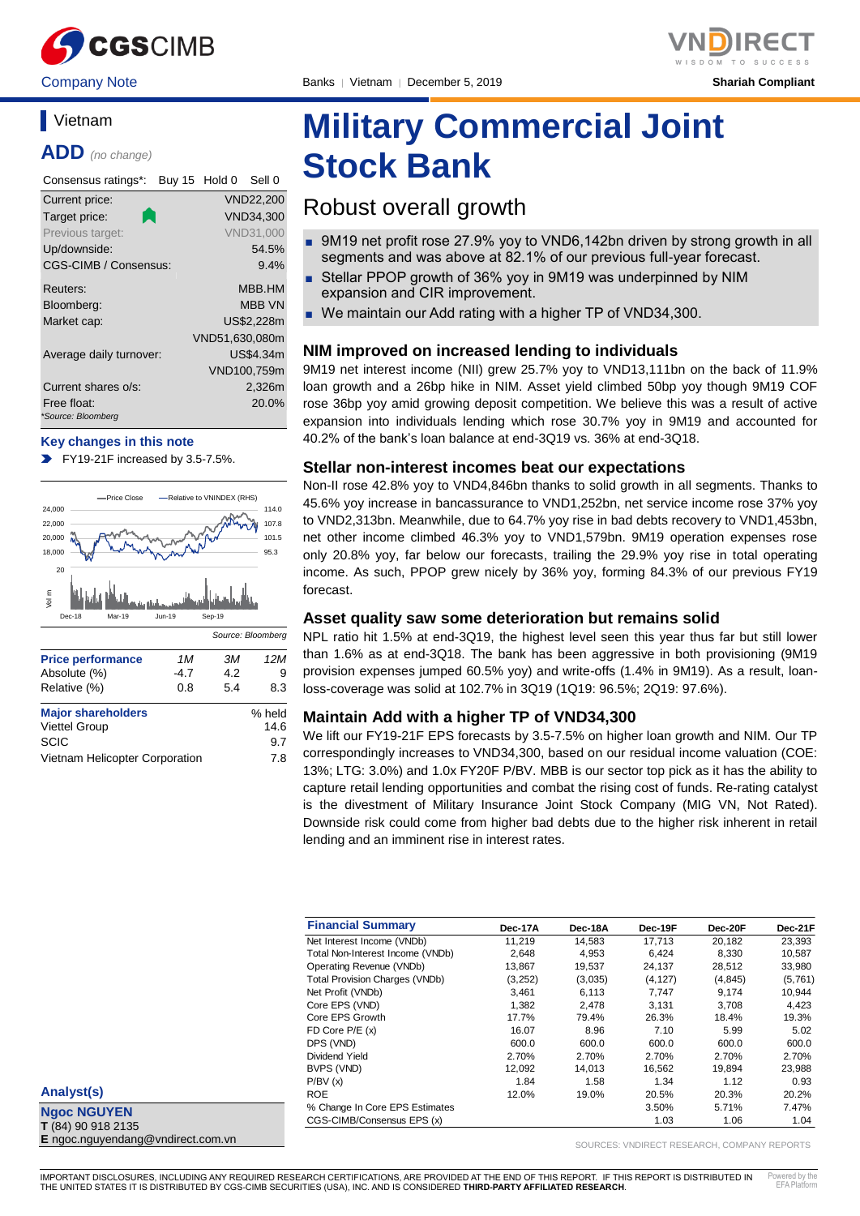Company Note | Banks | Vietnam | December 5, 2019 | Shariah Compliant

## Vietnam

**ADD** *(no change)*

| Consensus ratings*: | Buy 15 Hold 0 Sell 0 |
|---|---|
| Current price: | VND22,200 |
| Target price: | VND34,300 |
| Previous target: | VND31,000 |
| Up/downside: | 54.5% |
| CGS-CIMB / Consensus: | 9.4% |
| Reuters: | MBB.HM |
| Bloomberg: | MBB VN |
| Market cap: | US$2,228m |
| | VND51,630,080m |
| Average daily turnover: | US$4.34m |
| | VND100,759m |
| Current shares o/s: | 2,326m |
| Free float: | 20.0% |

*Source: Bloomberg

**Key changes in this note**

- FY19-21F increased by 3.5-7.5%.

Source: Bloomberg

| Price performance | 1M | 3M | 12M |
|---|---|---|---|
| Absolute (%) | -4.7 | 4.2 | 9 |
| Relative (%) | 0.8 | 5.4 | 8.3 |

| Major shareholders | % held |
|---|---|
| Viettel Group | 14.6 |
| SCIC | 9.7 |
| Vietnam Helicopter Corporation | 7.8 |

# Military Commercial Joint Stock Bank

## Robust overall growth

- 9M19 net profit rose 27.9% yoy to VND6,142bn driven by strong growth in all segments and was above at 82.1% of our previous full-year forecast.
- Stellar PPOP growth of 36% yoy in 9M19 was underpinned by NIM expansion and CIR improvement.
- We maintain our Add rating with a higher TP of VND34,300.

### NIM improved on increased lending to individuals

9M19 net interest income (NII) grew 25.7% yoy to VND13,111bn on the back of 11.9% loan growth and a 26bp hike in NIM. Asset yield climbed 50bp yoy though 9M19 COF rose 36bp yoy amid growing deposit competition. We believe this was a result of active expansion into individuals lending which rose 30.7% yoy in 9M19 and accounted for 40.2% of the bank's loan balance at end-3Q19 vs. 36% at end-3Q18.

### Stellar non-interest incomes beat our expectations

Non-II rose 42.8% yoy to VND4,846bn thanks to solid growth in all segments. Thanks to 45.6% yoy increase in bancassurance to VND1,252bn, net service income rose 37% yoy to VND2,313bn. Meanwhile, due to 64.7% yoy rise in bad debts recovery to VND1,453bn, net other income climbed 46.3% yoy to VND1,579bn. 9M19 operation expenses rose only 20.8% yoy, far below our forecasts, trailing the 29.9% yoy rise in total operating income. As such, PPOP grew nicely by 36% yoy, forming 84.3% of our previous FY19 forecast.

### Asset quality saw some deterioration but remains solid

NPL ratio hit 1.5% at end-3Q19, the highest level seen this year thus far but still lower than 1.6% as at end-3Q18. The bank has been aggressive in both provisioning (9M19 provision expenses jumped 60.5% yoy) and write-offs (1.4% in 9M19). As a result, loan-loss-coverage was solid at 102.7% in 3Q19 (1Q19: 96.5%; 2Q19: 97.6%).

### Maintain Add with a higher TP of VND34,300

We lift our FY19-21F EPS forecasts by 3.5-7.5% on higher loan growth and NIM. Our TP correspondingly increases to VND34,300, based on our residual income valuation (COE: 13%; LTG: 3.0%) and 1.0x FY20F P/BV. MBB is our sector top pick as it has the ability to capture retail lending opportunities and combat the rising cost of funds. Re-rating catalyst is the divestment of Military Insurance Joint Stock Company (MIG VN, Not Rated). Downside risk could come from higher bad debts due to the higher risk inherent in retail lending and an imminent rise in interest rates.

| Financial Summary | Dec-17A | Dec-18A | Dec-19F | Dec-20F | Dec-21F |
|---|---|---|---|---|---|
| Net Interest Income (VNDb) | 11,219 | 14,583 | 17,713 | 20,182 | 23,393 |
| Total Non-Interest Income (VNDb) | 2,648 | 4,953 | 6,424 | 8,330 | 10,587 |
| Operating Revenue (VNDb) | 13,867 | 19,537 | 24,137 | 28,512 | 33,980 |
| Total Provision Charges (VNDb) | (3,252) | (3,035) | (4,127) | (4,845) | (5,761) |
| Net Profit (VNDb) | 3,461 | 6,113 | 7,747 | 9,174 | 10,944 |
| Core EPS (VND) | 1,382 | 2,478 | 3,131 | 3,708 | 4,423 |
| Core EPS Growth | 17.7% | 79.4% | 26.3% | 18.4% | 19.3% |
| FD Core P/E (x) | 16.07 | 8.96 | 7.10 | 5.99 | 5.02 |
| DPS (VND) | 600.0 | 600.0 | 600.0 | 600.0 | 600.0 |
| Dividend Yield | 2.70% | 2.70% | 2.70% | 2.70% | 2.70% |
| BVPS (VND) | 12,092 | 14,013 | 16,562 | 19,894 | 23,988 |
| P/BV (x) | 1.84 | 1.58 | 1.34 | 1.12 | 0.93 |
| ROE | 12.0% | 19.0% | 20.5% | 20.3% | 20.2% |
| % Change In Core EPS Estimates | | | 3.50% | 5.71% | 7.47% |
| CGS-CIMB/Consensus EPS (x) | | | 1.03 | 1.06 | 1.04 |

SOURCES: VNDIRECT RESEARCH, COMPANY REPORTS

**Analyst(s)**

**Ngoc NGUYEN**
**T** (84) 90 918 2135
**E** ngoc.nguyendang@vndirect.com.vn

IMPORTANT DISCLOSURES, INCLUDING ANY REQUIRED RESEARCH CERTIFICATIONS, ARE PROVIDED AT THE END OF THIS REPORT. IF THIS REPORT IS DISTRIBUTED IN THE UNITED STATES IT IS DISTRIBUTED BY CGS-CIMB SECURITIES (USA), INC. AND IS CONSIDERED **THIRD-PARTY AFFILIATED RESEARCH**.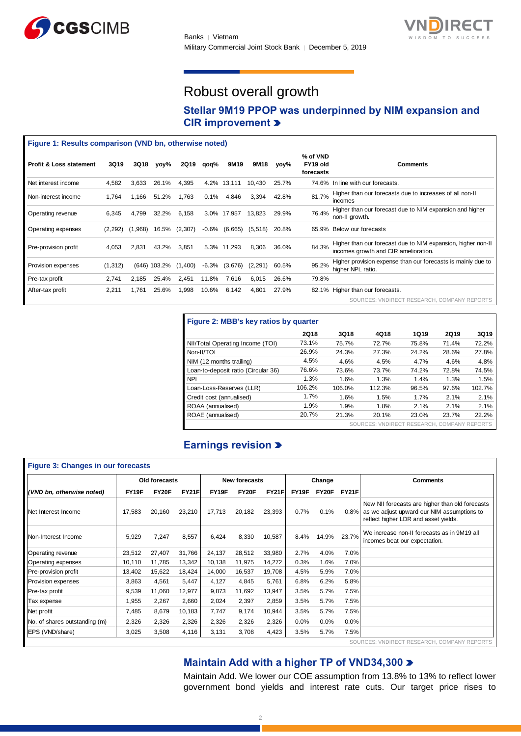# Robust overall growth

## Stellar 9M19 PPOP was underpinned by NIM expansion and CIR improvement

**Figure 1: Results comparison (VND bn, otherwise noted)**

| Profit & Loss statement | 3Q19 | 3Q18 | yoy% | 2Q19 | qoq% | 9M19 | 9M18 | yoy% | % of VND FY19 old forecasts | Comments |
|---|---|---|---|---|---|---|---|---|---|---|
| Net interest income | 4,582 | 3,633 | 26.1% | 4,395 | 4.2% | 13,111 | 10,430 | 25.7% | 74.6% | In line with our forecasts. |
| Non-interest income | 1,764 | 1,166 | 51.2% | 1,763 | 0.1% | 4,846 | 3,394 | 42.8% | 81.7% | Higher than our forecasts due to increases of all non-II incomes |
| Operating revenue | 6,345 | 4,799 | 32.2% | 6,158 | 3.0% | 17,957 | 13,823 | 29.9% | 76.4% | Higher than our forecast due to NIM expansion and higher non-II growth. |
| Operating expenses | (2,292) | (1,968) | 16.5% | (2,307) | -0.6% | (6,665) | (5,518) | 20.8% | 65.9% | Below our forecasts |
| Pre-provision profit | 4,053 | 2,831 | 43.2% | 3,851 | 5.3% | 11,293 | 8,306 | 36.0% | 84.3% | Higher than our forecast due to NIM expansion, higher non-II incomes growth and CIR amelioration. |
| Provision expenses | (1,312) | (646) | 103.2% | (1,400) | -6.3% | (3,676) | (2,291) | 60.5% | 95.2% | Higher provision expense than our forecasts is mainly due to higher NPL ratio. |
| Pre-tax profit | 2,741 | 2,185 | 25.4% | 2,451 | 11.8% | 7,616 | 6,015 | 26.6% | 79.8% | |
| After-tax profit | 2,211 | 1,761 | 25.6% | 1,998 | 10.6% | 6,142 | 4,801 | 27.9% | 82.1% | Higher than our forecasts. |

SOURCES: VNDIRECT RESEARCH, COMPANY REPORTS

**Figure 2: MBB's key ratios by quarter**

| | 2Q18 | 3Q18 | 4Q18 | 1Q19 | 2Q19 | 3Q19 |
|---|---|---|---|---|---|---|
| NII/Total Operating Income (TOI) | 73.1% | 75.7% | 72.7% | 75.8% | 71.4% | 72.2% |
| Non-II/TOI | 26.9% | 24.3% | 27.3% | 24.2% | 28.6% | 27.8% |
| NIM (12 months trailing) | 4.5% | 4.6% | 4.5% | 4.7% | 4.6% | 4.8% |
| Loan-to-deposit ratio (Circular 36) | 76.6% | 73.6% | 73.7% | 74.2% | 72.8% | 74.5% |
| NPL | 1.3% | 1.6% | 1.3% | 1.4% | 1.3% | 1.5% |
| Loan-Loss-Reserves (LLR) | 106.2% | 106.0% | 112.3% | 96.5% | 97.6% | 102.7% |
| Credit cost (annualised) | 1.7% | 1.6% | 1.5% | 1.7% | 2.1% | 2.1% |
| ROAA (annualised) | 1.9% | 1.9% | 1.8% | 2.1% | 2.1% | 2.1% |
| ROAE (annualised) | 20.7% | 21.3% | 20.1% | 23.0% | 23.7% | 22.2% |

SOURCES: VNDIRECT RESEARCH, COMPANY REPORTS

## Earnings revision

**Figure 3: Changes in our forecasts**

| | Old forecasts | | | New forecasts | | | Change | | | Comments |
|---|---|---|---|---|---|---|---|---|---|---|
| *(VND bn, otherwise noted)* | FY19F | FY20F | FY21F | FY19F | FY20F | FY21F | FY19F | FY20F | FY21F | |
| Net Interest Income | 17,583 | 20,160 | 23,210 | 17,713 | 20,182 | 23,393 | 0.7% | 0.1% | 0.8% | New NII forecasts are higher than old forecasts as we adjust upward our NIM assumptions to reflect higher LDR and asset yields. |
| Non-Interest Income | 5,929 | 7,247 | 8,557 | 6,424 | 8,330 | 10,587 | 8.4% | 14.9% | 23.7% | We increase non-II forecasts as in 9M19 all incomes beat our expectation. |
| Operating revenue | 23,512 | 27,407 | 31,766 | 24,137 | 28,512 | 33,980 | 2.7% | 4.0% | 7.0% | |
| Operating expenses | 10,110 | 11,785 | 13,342 | 10,138 | 11,975 | 14,272 | 0.3% | 1.6% | 7.0% | |
| Pre-provision profit | 13,402 | 15,622 | 18,424 | 14,000 | 16,537 | 19,708 | 4.5% | 5.9% | 7.0% | |
| Provision expenses | 3,863 | 4,561 | 5,447 | 4,127 | 4,845 | 5,761 | 6.8% | 6.2% | 5.8% | |
| Pre-tax profit | 9,539 | 11,060 | 12,977 | 9,873 | 11,692 | 13,947 | 3.5% | 5.7% | 7.5% | |
| Tax expense | 1,955 | 2,267 | 2,660 | 2,024 | 2,397 | 2,859 | 3.5% | 5.7% | 7.5% | |
| Net profit | 7,485 | 8,679 | 10,183 | 7,747 | 9,174 | 10,944 | 3.5% | 5.7% | 7.5% | |
| No. of shares outstanding (m) | 2,326 | 2,326 | 2,326 | 2,326 | 2,326 | 2,326 | 0.0% | 0.0% | 0.0% | |
| EPS (VND/share) | 3,025 | 3,508 | 4,116 | 3,131 | 3,708 | 4,423 | 3.5% | 5.7% | 7.5% | |

SOURCES: VNDIRECT RESEARCH, COMPANY REPORTS

## Maintain Add with a higher TP of VND34,300

Maintain Add. We lower our COE assumption from 13.8% to 13% to reflect lower government bond yields and interest rate cuts. Our target price rises to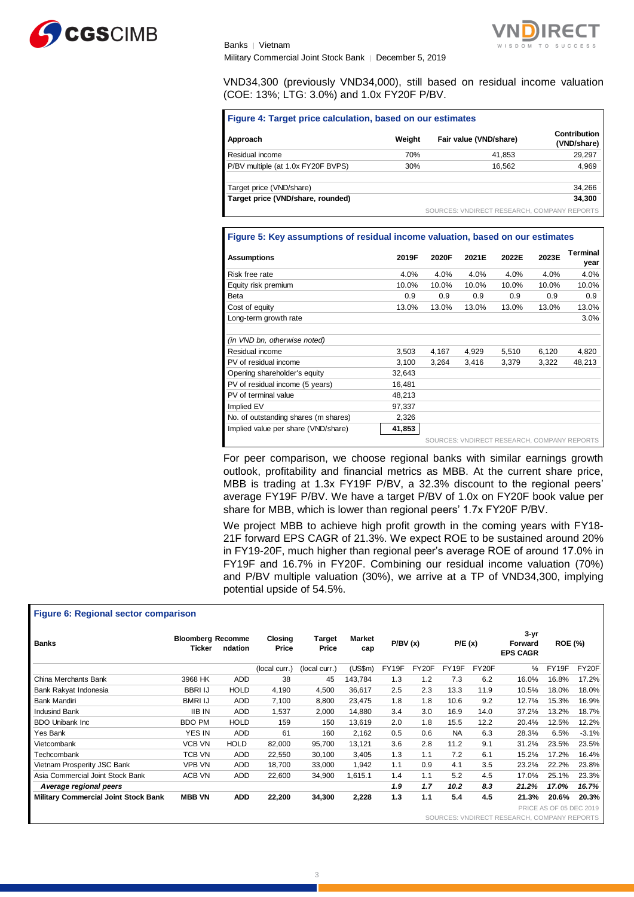VND34,300 (previously VND34,000), still based on residual income valuation (COE: 13%; LTG: 3.0%) and 1.0x FY20F P/BV.

**Figure 4: Target price calculation, based on our estimates**

| Approach | Weight | Fair value (VND/share) | Contribution (VND/share) |
|---|---|---|---|
| Residual income | 70% | 41,853 | 29,297 |
| P/BV multiple (at 1.0x FY20F BVPS) | 30% | 16,562 | 4,969 |
| | | | |
| Target price (VND/share) | | | 34,266 |
| **Target price (VND/share, rounded)** | | | **34,300** |

SOURCES: VNDIRECT RESEARCH, COMPANY REPORTS

**Figure 5: Key assumptions of residual income valuation, based on our estimates**

| Assumptions | 2019F | 2020F | 2021E | 2022E | 2023E | Terminal year |
|---|---|---|---|---|---|---|
| Risk free rate | 4.0% | 4.0% | 4.0% | 4.0% | 4.0% | 4.0% |
| Equity risk premium | 10.0% | 10.0% | 10.0% | 10.0% | 10.0% | 10.0% |
| Beta | 0.9 | 0.9 | 0.9 | 0.9 | 0.9 | 0.9 |
| Cost of equity | 13.0% | 13.0% | 13.0% | 13.0% | 13.0% | 13.0% |
| Long-term growth rate | | | | | | 3.0% |
| | | | | | | |
| *(in VND bn, otherwise noted)* | | | | | | |
| Residual income | 3,503 | 4,167 | 4,929 | 5,510 | 6,120 | 4,820 |
| PV of residual income | 3,100 | 3,264 | 3,416 | 3,379 | 3,322 | 48,213 |
| Opening shareholder's equity | 32,643 | | | | | |
| PV of residual income (5 years) | 16,481 | | | | | |
| PV of terminal value | 48,213 | | | | | |
| Implied EV | 97,337 | | | | | |
| No. of outstanding shares (m shares) | 2,326 | | | | | |
| Implied value per share (VND/share) | **41,853** | | | | | |

SOURCES: VNDIRECT RESEARCH, COMPANY REPORTS

For peer comparison, we choose regional banks with similar earnings growth outlook, profitability and financial metrics as MBB. At the current share price, MBB is trading at 1.3x FY19F P/BV, a 32.3% discount to the regional peers' average FY19F P/BV. We have a target P/BV of 1.0x on FY20F book value per share for MBB, which is lower than regional peers' 1.7x FY20F P/BV.

We project MBB to achieve high profit growth in the coming years with FY18-21F forward EPS CAGR of 21.3%. We expect ROE to be sustained around 20% in FY19-20F, much higher than regional peer's average ROE of around 17.0% in FY19F and 16.7% in FY20F. Combining our residual income valuation (70%) and P/BV multiple valuation (30%), we arrive at a TP of VND34,300, implying potential upside of 54.5%.

**Figure 6: Regional sector comparison**

| Banks | Bloomberg Ticker | Recommendation | Closing Price | Target Price | Market cap | P/BV (x) | | P/E (x) | | 3-yr Forward EPS CAGR | ROE (%) | |
|---|---|---|---|---|---|---|---|---|---|---|---|---|
| | | | (local curr.) | (local curr.) | (US$m) | FY19F | FY20F | FY19F | FY20F | % | FY19F | FY20F |
| China Merchants Bank | 3968 HK | ADD | 38 | 45 | 143,784 | 1.3 | 1.2 | 7.3 | 6.2 | 16.0% | 16.8% | 17.2% |
| Bank Rakyat Indonesia | BBRI IJ | HOLD | 4,190 | 4,500 | 36,617 | 2.5 | 2.3 | 13.3 | 11.9 | 10.5% | 18.0% | 18.0% |
| Bank Mandiri | BMRI IJ | ADD | 7,100 | 8,800 | 23,475 | 1.8 | 1.8 | 10.6 | 9.2 | 12.7% | 15.3% | 16.9% |
| Indusind Bank | IIB IN | ADD | 1,537 | 2,000 | 14,880 | 3.4 | 3.0 | 16.9 | 14.0 | 37.2% | 13.2% | 18.7% |
| BDO Unibank Inc | BDO PM | HOLD | 159 | 150 | 13,619 | 2.0 | 1.8 | 15.5 | 12.2 | 20.4% | 12.5% | 12.2% |
| Yes Bank | YES IN | ADD | 61 | 160 | 2,162 | 0.5 | 0.6 | NA | 6.3 | 28.3% | 6.5% | -3.1% |
| Vietcombank | VCB VN | HOLD | 82,000 | 95,700 | 13,121 | 3.6 | 2.8 | 11.2 | 9.1 | 31.2% | 23.5% | 23.5% |
| Techcombank | TCB VN | ADD | 22,550 | 30,100 | 3,405 | 1.3 | 1.1 | 7.2 | 6.1 | 15.2% | 17.2% | 16.4% |
| Vietnam Prosperity JSC Bank | VPB VN | ADD | 18,700 | 33,000 | 1,942 | 1.1 | 0.9 | 4.1 | 3.5 | 23.2% | 22.2% | 23.8% |
| Asia Commercial Joint Stock Bank | ACB VN | ADD | 22,600 | 34,900 | 1,615.1 | 1.4 | 1.1 | 5.2 | 4.5 | 17.0% | 25.1% | 23.3% |
| ***Average regional peers*** | | | | | | ***1.9*** | ***1.7*** | ***10.2*** | ***8.3*** | ***21.2%*** | ***17.0%*** | ***16.7%*** |
| **Military Commercial Joint Stock Bank** | **MBB VN** | **ADD** | **22,200** | **34,300** | **2,228** | **1.3** | **1.1** | **5.4** | **4.5** | **21.3%** | **20.6%** | **20.3%** |

PRICE AS OF 05 DEC 2019

SOURCES: VNDIRECT RESEARCH, COMPANY REPORTS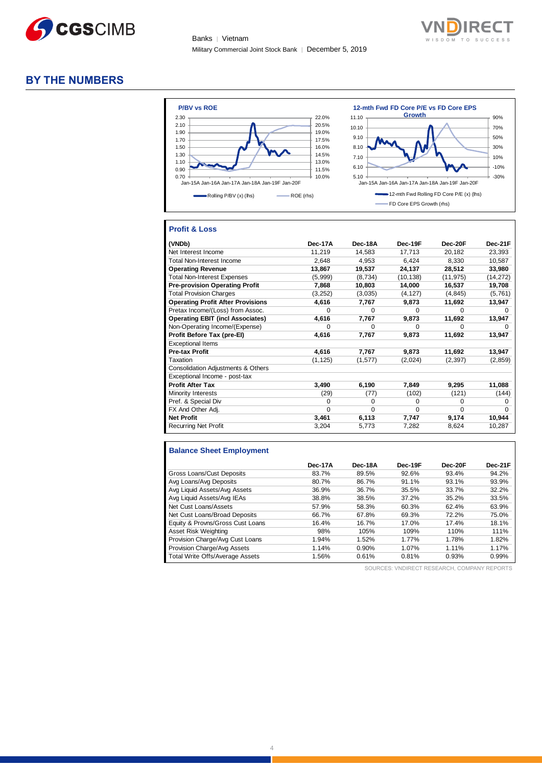## BY THE NUMBERS

**P/BV vs ROE**

Rolling P/BV (x) (lhs) — ROE (rhs)

**12-mth Fwd FD Core P/E vs FD Core EPS Growth**

12-mth Fwd Rolling FD Core P/E (x) (lhs) — FD Core EPS Growth (rhs)

### Profit & Loss

| (VNDb) | Dec-17A | Dec-18A | Dec-19F | Dec-20F | Dec-21F |
|---|---|---|---|---|---|
| Net Interest Income | 11,219 | 14,583 | 17,713 | 20,182 | 23,393 |
| Total Non-Interest Income | 2,648 | 4,953 | 6,424 | 8,330 | 10,587 |
| **Operating Revenue** | **13,867** | **19,537** | **24,137** | **28,512** | **33,980** |
| Total Non-Interest Expenses | (5,999) | (8,734) | (10,138) | (11,975) | (14,272) |
| **Pre-provision Operating Profit** | **7,868** | **10,803** | **14,000** | **16,537** | **19,708** |
| Total Provision Charges | (3,252) | (3,035) | (4,127) | (4,845) | (5,761) |
| **Operating Profit After Provisions** | **4,616** | **7,767** | **9,873** | **11,692** | **13,947** |
| Pretax Income/(Loss) from Assoc. | 0 | 0 | 0 | 0 | 0 |
| **Operating EBIT (incl Associates)** | **4,616** | **7,767** | **9,873** | **11,692** | **13,947** |
| Non-Operating Income/(Expense) | 0 | 0 | 0 | 0 | 0 |
| **Profit Before Tax (pre-EI)** | **4,616** | **7,767** | **9,873** | **11,692** | **13,947** |
| Exceptional Items | | | | | |
| **Pre-tax Profit** | **4,616** | **7,767** | **9,873** | **11,692** | **13,947** |
| Taxation | (1,125) | (1,577) | (2,024) | (2,397) | (2,859) |
| Consolidation Adjustments & Others | | | | | |
| Exceptional Income - post-tax | | | | | |
| **Profit After Tax** | **3,490** | **6,190** | **7,849** | **9,295** | **11,088** |
| Minority Interests | (29) | (77) | (102) | (121) | (144) |
| Pref. & Special Div | 0 | 0 | 0 | 0 | 0 |
| FX And Other Adj. | 0 | 0 | 0 | 0 | 0 |
| **Net Profit** | **3,461** | **6,113** | **7,747** | **9,174** | **10,944** |
| Recurring Net Profit | 3,204 | 5,773 | 7,282 | 8,624 | 10,287 |

### Balance Sheet Employment

| | Dec-17A | Dec-18A | Dec-19F | Dec-20F | Dec-21F |
|---|---|---|---|---|---|
| Gross Loans/Cust Deposits | 83.7% | 89.5% | 92.6% | 93.4% | 94.2% |
| Avg Loans/Avg Deposits | 80.7% | 86.7% | 91.1% | 93.1% | 93.9% |
| Avg Liquid Assets/Avg Assets | 36.9% | 36.7% | 35.5% | 33.7% | 32.2% |
| Avg Liquid Assets/Avg IEAs | 38.8% | 38.5% | 37.2% | 35.2% | 33.5% |
| Net Cust Loans/Assets | 57.9% | 58.3% | 60.3% | 62.4% | 63.9% |
| Net Cust Loans/Broad Deposits | 66.7% | 67.8% | 69.3% | 72.2% | 75.0% |
| Equity & Provns/Gross Cust Loans | 16.4% | 16.7% | 17.0% | 17.4% | 18.1% |
| Asset Risk Weighting | 98% | 105% | 109% | 110% | 111% |
| Provision Charge/Avg Cust Loans | 1.94% | 1.52% | 1.77% | 1.78% | 1.82% |
| Provision Charge/Avg Assets | 1.14% | 0.90% | 1.07% | 1.11% | 1.17% |
| Total Write Offs/Average Assets | 1.56% | 0.61% | 0.81% | 0.93% | 0.99% |

SOURCES: VNDIRECT RESEARCH, COMPANY REPORTS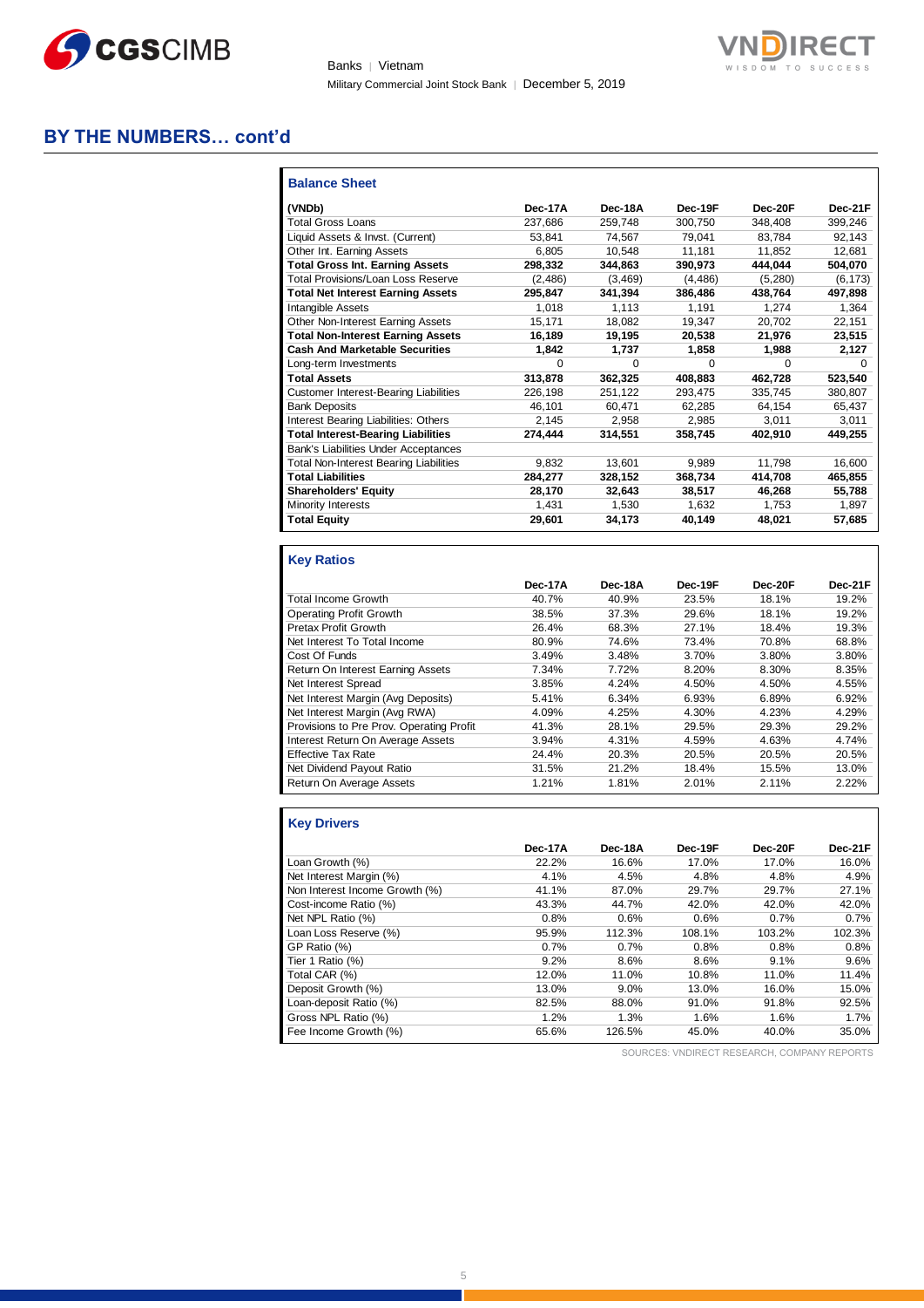## BY THE NUMBERS… cont'd

### Balance Sheet

| (VNDb) | Dec-17A | Dec-18A | Dec-19F | Dec-20F | Dec-21F |
|---|---|---|---|---|---|
| Total Gross Loans | 237,686 | 259,748 | 300,750 | 348,408 | 399,246 |
| Liquid Assets & Invst. (Current) | 53,841 | 74,567 | 79,041 | 83,784 | 92,143 |
| Other Int. Earning Assets | 6,805 | 10,548 | 11,181 | 11,852 | 12,681 |
| **Total Gross Int. Earning Assets** | **298,332** | **344,863** | **390,973** | **444,044** | **504,070** |
| Total Provisions/Loan Loss Reserve | (2,486) | (3,469) | (4,486) | (5,280) | (6,173) |
| **Total Net Interest Earning Assets** | **295,847** | **341,394** | **386,486** | **438,764** | **497,898** |
| Intangible Assets | 1,018 | 1,113 | 1,191 | 1,274 | 1,364 |
| Other Non-Interest Earning Assets | 15,171 | 18,082 | 19,347 | 20,702 | 22,151 |
| **Total Non-Interest Earning Assets** | **16,189** | **19,195** | **20,538** | **21,976** | **23,515** |
| **Cash And Marketable Securities** | **1,842** | **1,737** | **1,858** | **1,988** | **2,127** |
| Long-term Investments | 0 | 0 | 0 | 0 | 0 |
| **Total Assets** | **313,878** | **362,325** | **408,883** | **462,728** | **523,540** |
| Customer Interest-Bearing Liabilities | 226,198 | 251,122 | 293,475 | 335,745 | 380,807 |
| Bank Deposits | 46,101 | 60,471 | 62,285 | 64,154 | 65,437 |
| Interest Bearing Liabilities: Others | 2,145 | 2,958 | 2,985 | 3,011 | 3,011 |
| **Total Interest-Bearing Liabilities** | **274,444** | **314,551** | **358,745** | **402,910** | **449,255** |
| Bank's Liabilities Under Acceptances | | | | | |
| Total Non-Interest Bearing Liabilities | 9,832 | 13,601 | 9,989 | 11,798 | 16,600 |
| **Total Liabilities** | **284,277** | **328,152** | **368,734** | **414,708** | **465,855** |
| **Shareholders' Equity** | **28,170** | **32,643** | **38,517** | **46,268** | **55,788** |
| Minority Interests | 1,431 | 1,530 | 1,632 | 1,753 | 1,897 |
| **Total Equity** | **29,601** | **34,173** | **40,149** | **48,021** | **57,685** |

### Key Ratios

| | Dec-17A | Dec-18A | Dec-19F | Dec-20F | Dec-21F |
|---|---|---|---|---|---|
| Total Income Growth | 40.7% | 40.9% | 23.5% | 18.1% | 19.2% |
| Operating Profit Growth | 38.5% | 37.3% | 29.6% | 18.1% | 19.2% |
| Pretax Profit Growth | 26.4% | 68.3% | 27.1% | 18.4% | 19.3% |
| Net Interest To Total Income | 80.9% | 74.6% | 73.4% | 70.8% | 68.8% |
| Cost Of Funds | 3.49% | 3.48% | 3.70% | 3.80% | 3.80% |
| Return On Interest Earning Assets | 7.34% | 7.72% | 8.20% | 8.30% | 8.35% |
| Net Interest Spread | 3.85% | 4.24% | 4.50% | 4.50% | 4.55% |
| Net Interest Margin (Avg Deposits) | 5.41% | 6.34% | 6.93% | 6.89% | 6.92% |
| Net Interest Margin (Avg RWA) | 4.09% | 4.25% | 4.30% | 4.23% | 4.29% |
| Provisions to Pre Prov. Operating Profit | 41.3% | 28.1% | 29.5% | 29.3% | 29.2% |
| Interest Return On Average Assets | 3.94% | 4.31% | 4.59% | 4.63% | 4.74% |
| Effective Tax Rate | 24.4% | 20.3% | 20.5% | 20.5% | 20.5% |
| Net Dividend Payout Ratio | 31.5% | 21.2% | 18.4% | 15.5% | 13.0% |
| Return On Average Assets | 1.21% | 1.81% | 2.01% | 2.11% | 2.22% |

### Key Drivers

| | Dec-17A | Dec-18A | Dec-19F | Dec-20F | Dec-21F |
|---|---|---|---|---|---|
| Loan Growth (%) | 22.2% | 16.6% | 17.0% | 17.0% | 16.0% |
| Net Interest Margin (%) | 4.1% | 4.5% | 4.8% | 4.8% | 4.9% |
| Non Interest Income Growth (%) | 41.1% | 87.0% | 29.7% | 29.7% | 27.1% |
| Cost-income Ratio (%) | 43.3% | 44.7% | 42.0% | 42.0% | 42.0% |
| Net NPL Ratio (%) | 0.8% | 0.6% | 0.6% | 0.7% | 0.7% |
| Loan Loss Reserve (%) | 95.9% | 112.3% | 108.1% | 103.2% | 102.3% |
| GP Ratio (%) | 0.7% | 0.7% | 0.8% | 0.8% | 0.8% |
| Tier 1 Ratio (%) | 9.2% | 8.6% | 8.6% | 9.1% | 9.6% |
| Total CAR (%) | 12.0% | 11.0% | 10.8% | 11.0% | 11.4% |
| Deposit Growth (%) | 13.0% | 9.0% | 13.0% | 16.0% | 15.0% |
| Loan-deposit Ratio (%) | 82.5% | 88.0% | 91.0% | 91.8% | 92.5% |
| Gross NPL Ratio (%) | 1.2% | 1.3% | 1.6% | 1.6% | 1.7% |
| Fee Income Growth (%) | 65.6% | 126.5% | 45.0% | 40.0% | 35.0% |

SOURCES: VNDIRECT RESEARCH, COMPANY REPORTS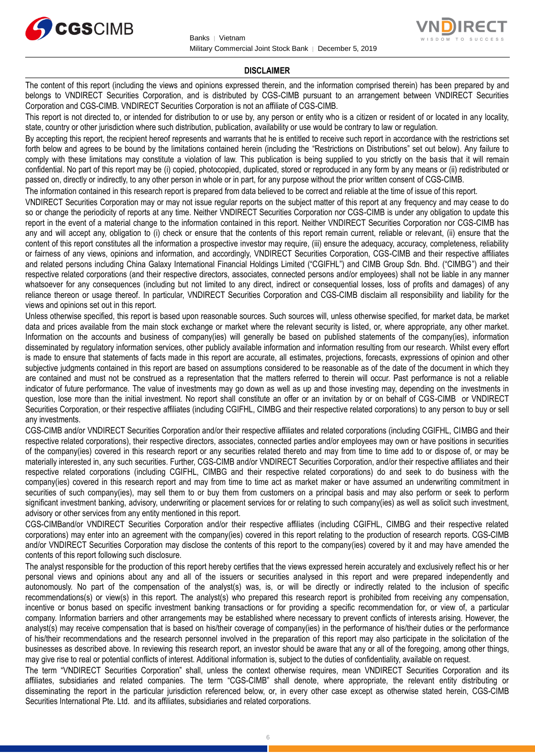## DISCLAIMER

The content of this report (including the views and opinions expressed therein, and the information comprised therein) has been prepared by and belongs to VNDIRECT Securities Corporation, and is distributed by CGS-CIMB pursuant to an arrangement between VNDIRECT Securities Corporation and CGS-CIMB. VNDIRECT Securities Corporation is not an affiliate of CGS-CIMB.

This report is not directed to, or intended for distribution to or use by, any person or entity who is a citizen or resident of or located in any locality, state, country or other jurisdiction where such distribution, publication, availability or use would be contrary to law or regulation.

By accepting this report, the recipient hereof represents and warrants that he is entitled to receive such report in accordance with the restrictions set forth below and agrees to be bound by the limitations contained herein (including the "Restrictions on Distributions" set out below). Any failure to comply with these limitations may constitute a violation of law. This publication is being supplied to you strictly on the basis that it will remain confidential. No part of this report may be (i) copied, photocopied, duplicated, stored or reproduced in any form by any means or (ii) redistributed or passed on, directly or indirectly, to any other person in whole or in part, for any purpose without the prior written consent of CGS-CIMB.

The information contained in this research report is prepared from data believed to be correct and reliable at the time of issue of this report.

VNDIRECT Securities Corporation may or may not issue regular reports on the subject matter of this report at any frequency and may cease to do so or change the periodicity of reports at any time. Neither VNDIRECT Securities Corporation nor CGS-CIMB is under any obligation to update this report in the event of a material change to the information contained in this report. Neither VNDIRECT Securities Corporation nor CGS-CIMB has any and will accept any, obligation to (i) check or ensure that the contents of this report remain current, reliable or relevant, (ii) ensure that the content of this report constitutes all the information a prospective investor may require, (iii) ensure the adequacy, accuracy, completeness, reliability or fairness of any views, opinions and information, and accordingly, VNDIRECT Securities Corporation, CGS-CIMB and their respective affiliates and related persons including China Galaxy International Financial Holdings Limited ("CGIFHL") and CIMB Group Sdn. Bhd. ("CIMBG") and their respective related corporations (and their respective directors, associates, connected persons and/or employees) shall not be liable in any manner whatsoever for any consequences (including but not limited to any direct, indirect or consequential losses, loss of profits and damages) of any reliance thereon or usage thereof. In particular, VNDIRECT Securities Corporation and CGS-CIMB disclaim all responsibility and liability for the views and opinions set out in this report.

Unless otherwise specified, this report is based upon reasonable sources. Such sources will, unless otherwise specified, for market data, be market data and prices available from the main stock exchange or market where the relevant security is listed, or, where appropriate, any other market. Information on the accounts and business of company(ies) will generally be based on published statements of the company(ies), information disseminated by regulatory information services, other publicly available information and information resulting from our research. Whilst every effort is made to ensure that statements of facts made in this report are accurate, all estimates, projections, forecasts, expressions of opinion and other subjective judgments contained in this report are based on assumptions considered to be reasonable as of the date of the document in which they are contained and must not be construed as a representation that the matters referred to therein will occur. Past performance is not a reliable indicator of future performance. The value of investments may go down as well as up and those investing may, depending on the investments in question, lose more than the initial investment. No report shall constitute an offer or an invitation by or on behalf of CGS-CIMB or VNDIRECT Securities Corporation, or their respective affiliates (including CGIFHL, CIMBG and their respective related corporations) to any person to buy or sell any investments.

CGS-CIMB and/or VNDIRECT Securities Corporation and/or their respective affiliates and related corporations (including CGIFHL, CIMBG and their respective related corporations), their respective directors, associates, connected parties and/or employees may own or have positions in securities of the company(ies) covered in this research report or any securities related thereto and may from time to time add to or dispose of, or may be materially interested in, any such securities. Further, CGS-CIMB and/or VNDIRECT Securities Corporation, and/or their respective affiliates and their respective related corporations (including CGIFHL, CIMBG and their respective related corporations) do and seek to do business with the company(ies) covered in this research report and may from time to time act as market maker or have assumed an underwriting commitment in securities of such company(ies), may sell them to or buy them from customers on a principal basis and may also perform or seek to perform significant investment banking, advisory, underwriting or placement services for or relating to such company(ies) as well as solicit such investment, advisory or other services from any entity mentioned in this report.

CGS-CIMBand/or VNDIRECT Securities Corporation and/or their respective affiliates (including CGIFHL, CIMBG and their respective related corporations) may enter into an agreement with the company(ies) covered in this report relating to the production of research reports. CGS-CIMB and/or VNDIRECT Securities Corporation may disclose the contents of this report to the company(ies) covered by it and may have amended the contents of this report following such disclosure.

The analyst responsible for the production of this report hereby certifies that the views expressed herein accurately and exclusively reflect his or her personal views and opinions about any and all of the issuers or securities analysed in this report and were prepared independently and autonomously. No part of the compensation of the analyst(s) was, is, or will be directly or indirectly related to the inclusion of specific recommendations(s) or view(s) in this report. The analyst(s) who prepared this research report is prohibited from receiving any compensation, incentive or bonus based on specific investment banking transactions or for providing a specific recommendation for, or view of, a particular company. Information barriers and other arrangements may be established where necessary to prevent conflicts of interests arising. However, the analyst(s) may receive compensation that is based on his/their coverage of company(ies) in the performance of his/their duties or the performance of his/their recommendations and the research personnel involved in the preparation of this report may also participate in the solicitation of the businesses as described above. In reviewing this research report, an investor should be aware that any or all of the foregoing, among other things, may give rise to real or potential conflicts of interest. Additional information is, subject to the duties of confidentiality, available on request.

The term "VNDIRECT Securities Corporation" shall, unless the context otherwise requires, mean VNDIRECT Securities Corporation and its affiliates, subsidiaries and related companies. The term "CGS-CIMB" shall denote, where appropriate, the relevant entity distributing or disseminating the report in the particular jurisdiction referenced below, or, in every other case except as otherwise stated herein, CGS-CIMB Securities International Pte. Ltd. and its affiliates, subsidiaries and related corporations.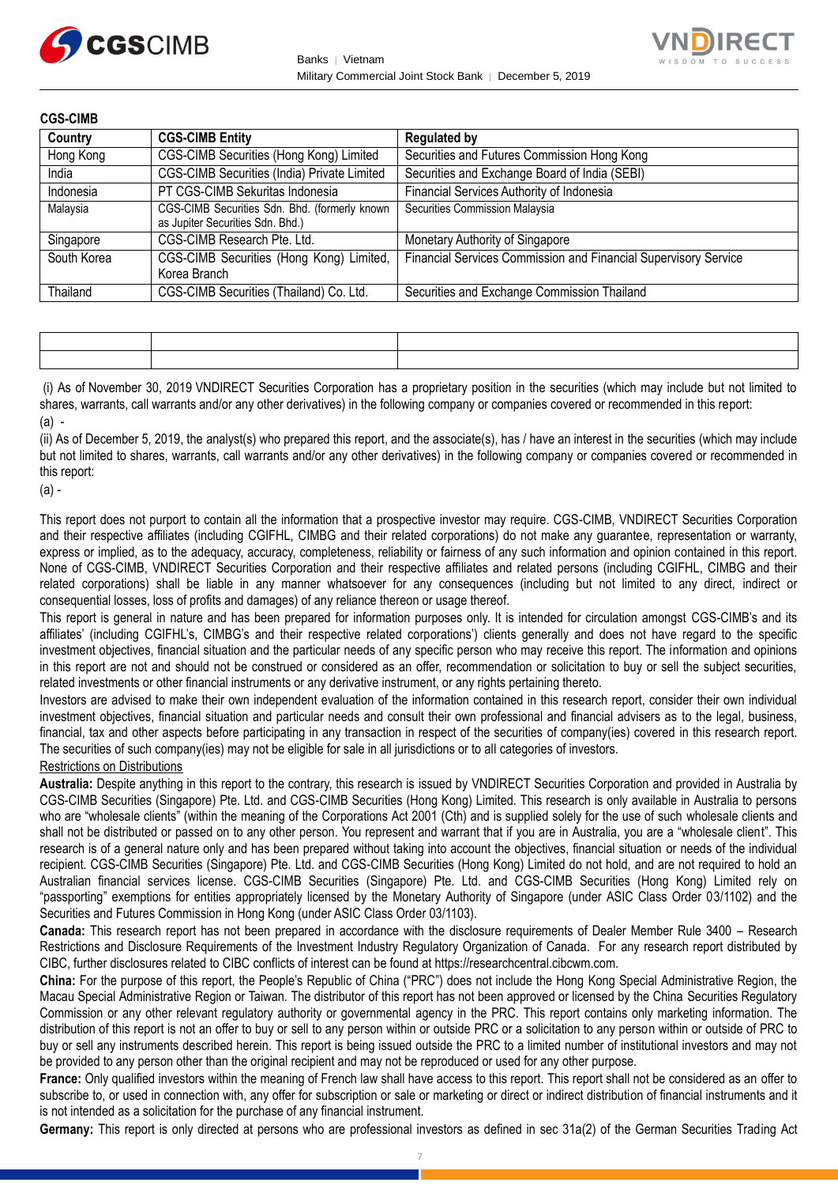**CGS-CIMB**

| Country | CGS-CIMB Entity | Regulated by |
| --- | --- | --- |
| Hong Kong | CGS-CIMB Securities (Hong Kong) Limited | Securities and Futures Commission Hong Kong |
| India | CGS-CIMB Securities (India) Private Limited | Securities and Exchange Board of India (SEBI) |
| Indonesia | PT CGS-CIMB Sekuritas Indonesia | Financial Services Authority of Indonesia |
| Malaysia | CGS-CIMB Securities Sdn. Bhd. (formerly known as Jupiter Securities Sdn. Bhd.) | Securities Commission Malaysia |
| Singapore | CGS-CIMB Research Pte. Ltd. | Monetary Authority of Singapore |
| South Korea | CGS-CIMB Securities (Hong Kong) Limited, Korea Branch | Financial Services Commission and Financial Supervisory Service |
| Thailand | CGS-CIMB Securities (Thailand) Co. Ltd. | Securities and Exchange Commission Thailand |

| | | |
| --- | --- | --- |
| | | |

(i) As of November 30, 2019 VNDIRECT Securities Corporation has a proprietary position in the securities (which may include but not limited to shares, warrants, call warrants and/or any other derivatives) in the following company or companies covered or recommended in this report:

(a) -

(ii) As of December 5, 2019, the analyst(s) who prepared this report, and the associate(s), has / have an interest in the securities (which may include but not limited to shares, warrants, call warrants and/or any other derivatives) in the following company or companies covered or recommended in this report:

(a) -

This report does not purport to contain all the information that a prospective investor may require. CGS-CIMB, VNDIRECT Securities Corporation and their respective affiliates (including CGIFHL, CIMBG and their related corporations) do not make any guarantee, representation or warranty, express or implied, as to the adequacy, accuracy, completeness, reliability or fairness of any such information and opinion contained in this report. None of CGS-CIMB, VNDIRECT Securities Corporation and their respective affiliates and related persons (including CGIFHL, CIMBG and their related corporations) shall be liable in any manner whatsoever for any consequences (including but not limited to any direct, indirect or consequential losses, loss of profits and damages) of any reliance thereon or usage thereof.

This report is general in nature and has been prepared for information purposes only. It is intended for circulation amongst CGS-CIMB's and its affiliates' (including CGIFHL's, CIMBG's and their respective related corporations') clients generally and does not have regard to the specific investment objectives, financial situation and the particular needs of any specific person who may receive this report. The information and opinions in this report are not and should not be construed or considered as an offer, recommendation or solicitation to buy or sell the subject securities, related investments or other financial instruments or any derivative instrument, or any rights pertaining thereto.

Investors are advised to make their own independent evaluation of the information contained in this research report, consider their own individual investment objectives, financial situation and particular needs and consult their own professional and financial advisers as to the legal, business, financial, tax and other aspects before participating in any transaction in respect of the securities of company(ies) covered in this research report. The securities of such company(ies) may not be eligible for sale in all jurisdictions or to all categories of investors.

Restrictions on Distributions

**Australia:** Despite anything in this report to the contrary, this research is issued by VNDIRECT Securities Corporation and provided in Australia by CGS-CIMB Securities (Singapore) Pte. Ltd. and CGS-CIMB Securities (Hong Kong) Limited. This research is only available in Australia to persons who are "wholesale clients" (within the meaning of the Corporations Act 2001 (Cth) and is supplied solely for the use of such wholesale clients and shall not be distributed or passed on to any other person. You represent and warrant that if you are in Australia, you are a "wholesale client". This research is of a general nature only and has been prepared without taking into account the objectives, financial situation or needs of the individual recipient. CGS-CIMB Securities (Singapore) Pte. Ltd. and CGS-CIMB Securities (Hong Kong) Limited do not hold, and are not required to hold an Australian financial services license. CGS-CIMB Securities (Singapore) Pte. Ltd. and CGS-CIMB Securities (Hong Kong) Limited rely on "passporting" exemptions for entities appropriately licensed by the Monetary Authority of Singapore (under ASIC Class Order 03/1102) and the Securities and Futures Commission in Hong Kong (under ASIC Class Order 03/1103).

**Canada:** This research report has not been prepared in accordance with the disclosure requirements of Dealer Member Rule 3400 – Research Restrictions and Disclosure Requirements of the Investment Industry Regulatory Organization of Canada. For any research report distributed by CIBC, further disclosures related to CIBC conflicts of interest can be found at https://researchcentral.cibcwm.com.

**China:** For the purpose of this report, the People's Republic of China ("PRC") does not include the Hong Kong Special Administrative Region, the Macau Special Administrative Region or Taiwan. The distributor of this report has not been approved or licensed by the China Securities Regulatory Commission or any other relevant regulatory authority or governmental agency in the PRC. This report contains only marketing information. The distribution of this report is not an offer to buy or sell to any person within or outside PRC or a solicitation to any person within or outside of PRC to buy or sell any instruments described herein. This report is being issued outside the PRC to a limited number of institutional investors and may not be provided to any person other than the original recipient and may not be reproduced or used for any other purpose.

**France:** Only qualified investors within the meaning of French law shall have access to this report. This report shall not be considered as an offer to subscribe to, or used in connection with, any offer for subscription or sale or marketing or direct or indirect distribution of financial instruments and it is not intended as a solicitation for the purchase of any financial instrument.

**Germany:** This report is only directed at persons who are professional investors as defined in sec 31a(2) of the German Securities Trading Act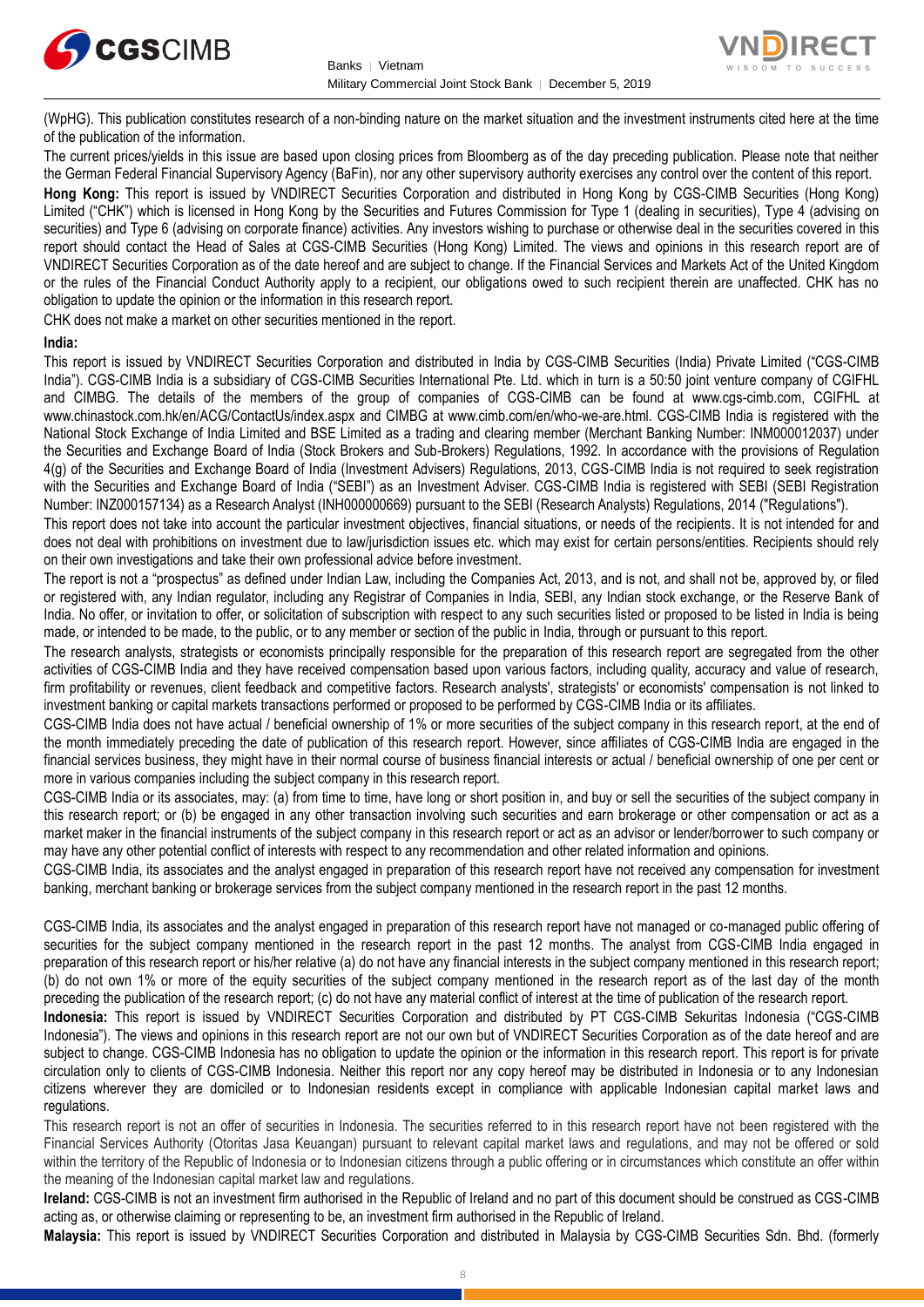(WpHG). This publication constitutes research of a non-binding nature on the market situation and the investment instruments cited here at the time of the publication of the information.

The current prices/yields in this issue are based upon closing prices from Bloomberg as of the day preceding publication. Please note that neither the German Federal Financial Supervisory Agency (BaFin), nor any other supervisory authority exercises any control over the content of this report.

**Hong Kong:** This report is issued by VNDIRECT Securities Corporation and distributed in Hong Kong by CGS-CIMB Securities (Hong Kong) Limited ("CHK") which is licensed in Hong Kong by the Securities and Futures Commission for Type 1 (dealing in securities), Type 4 (advising on securities) and Type 6 (advising on corporate finance) activities. Any investors wishing to purchase or otherwise deal in the securities covered in this report should contact the Head of Sales at CGS-CIMB Securities (Hong Kong) Limited. The views and opinions in this research report are of VNDIRECT Securities Corporation as of the date hereof and are subject to change. If the Financial Services and Markets Act of the United Kingdom or the rules of the Financial Conduct Authority apply to a recipient, our obligations owed to such recipient therein are unaffected. CHK has no obligation to update the opinion or the information in this research report.

CHK does not make a market on other securities mentioned in the report.

**India:**

This report is issued by VNDIRECT Securities Corporation and distributed in India by CGS-CIMB Securities (India) Private Limited ("CGS-CIMB India"). CGS-CIMB India is a subsidiary of CGS-CIMB Securities International Pte. Ltd. which in turn is a 50:50 joint venture company of CGIFHL and CIMBG. The details of the members of the group of companies of CGS-CIMB can be found at www.cgs-cimb.com, CGIFHL at www.chinastock.com.hk/en/ACG/ContactUs/index.aspx and CIMBG at www.cimb.com/en/who-we-are.html. CGS-CIMB India is registered with the National Stock Exchange of India Limited and BSE Limited as a trading and clearing member (Merchant Banking Number: INM000012037) under the Securities and Exchange Board of India (Stock Brokers and Sub-Brokers) Regulations, 1992. In accordance with the provisions of Regulation 4(g) of the Securities and Exchange Board of India (Investment Advisers) Regulations, 2013, CGS-CIMB India is not required to seek registration with the Securities and Exchange Board of India ("SEBI") as an Investment Adviser. CGS-CIMB India is registered with SEBI (SEBI Registration Number: INZ000157134) as a Research Analyst (INH000000669) pursuant to the SEBI (Research Analysts) Regulations, 2014 ("Regulations").

This report does not take into account the particular investment objectives, financial situations, or needs of the recipients. It is not intended for and does not deal with prohibitions on investment due to law/jurisdiction issues etc. which may exist for certain persons/entities. Recipients should rely on their own investigations and take their own professional advice before investment.

The report is not a "prospectus" as defined under Indian Law, including the Companies Act, 2013, and is not, and shall not be, approved by, or filed or registered with, any Indian regulator, including any Registrar of Companies in India, SEBI, any Indian stock exchange, or the Reserve Bank of India. No offer, or invitation to offer, or solicitation of subscription with respect to any such securities listed or proposed to be listed in India is being made, or intended to be made, to the public, or to any member or section of the public in India, through or pursuant to this report.

The research analysts, strategists or economists principally responsible for the preparation of this research report are segregated from the other activities of CGS-CIMB India and they have received compensation based upon various factors, including quality, accuracy and value of research, firm profitability or revenues, client feedback and competitive factors. Research analysts', strategists' or economists' compensation is not linked to investment banking or capital markets transactions performed or proposed to be performed by CGS-CIMB India or its affiliates.

CGS-CIMB India does not have actual / beneficial ownership of 1% or more securities of the subject company in this research report, at the end of the month immediately preceding the date of publication of this research report. However, since affiliates of CGS-CIMB India are engaged in the financial services business, they might have in their normal course of business financial interests or actual / beneficial ownership of one per cent or more in various companies including the subject company in this research report.

CGS-CIMB India or its associates, may: (a) from time to time, have long or short position in, and buy or sell the securities of the subject company in this research report; or (b) be engaged in any other transaction involving such securities and earn brokerage or other compensation or act as a market maker in the financial instruments of the subject company in this research report or act as an advisor or lender/borrower to such company or may have any other potential conflict of interests with respect to any recommendation and other related information and opinions.

CGS-CIMB India, its associates and the analyst engaged in preparation of this research report have not received any compensation for investment banking, merchant banking or brokerage services from the subject company mentioned in the research report in the past 12 months.

CGS-CIMB India, its associates and the analyst engaged in preparation of this research report have not managed or co-managed public offering of securities for the subject company mentioned in the research report in the past 12 months. The analyst from CGS-CIMB India engaged in preparation of this research report or his/her relative (a) do not have any financial interests in the subject company mentioned in this research report; (b) do not own 1% or more of the equity securities of the subject company mentioned in the research report as of the last day of the month preceding the publication of the research report; (c) do not have any material conflict of interest at the time of publication of the research report.

**Indonesia:** This report is issued by VNDIRECT Securities Corporation and distributed by PT CGS-CIMB Sekuritas Indonesia ("CGS-CIMB Indonesia"). The views and opinions in this research report are not our own but of VNDIRECT Securities Corporation as of the date hereof and are subject to change. CGS-CIMB Indonesia has no obligation to update the opinion or the information in this research report. This report is for private circulation only to clients of CGS-CIMB Indonesia. Neither this report nor any copy hereof may be distributed in Indonesia or to any Indonesian citizens wherever they are domiciled or to Indonesian residents except in compliance with applicable Indonesian capital market laws and regulations.

This research report is not an offer of securities in Indonesia. The securities referred to in this research report have not been registered with the Financial Services Authority (Otoritas Jasa Keuangan) pursuant to relevant capital market laws and regulations, and may not be offered or sold within the territory of the Republic of Indonesia or to Indonesian citizens through a public offering or in circumstances which constitute an offer within the meaning of the Indonesian capital market law and regulations.

**Ireland:** CGS-CIMB is not an investment firm authorised in the Republic of Ireland and no part of this document should be construed as CGS-CIMB acting as, or otherwise claiming or representing to be, an investment firm authorised in the Republic of Ireland.

**Malaysia:** This report is issued by VNDIRECT Securities Corporation and distributed in Malaysia by CGS-CIMB Securities Sdn. Bhd. (formerly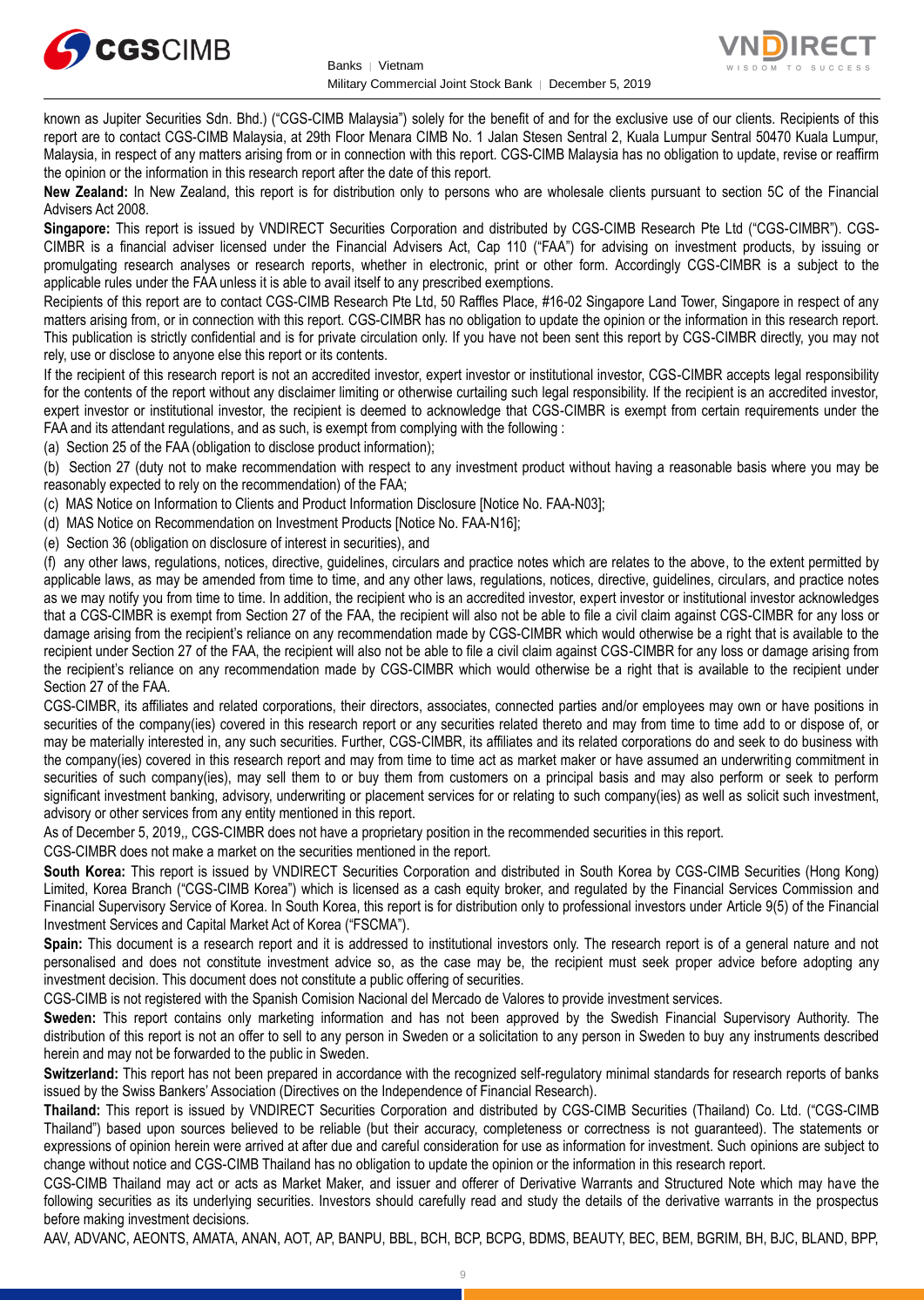known as Jupiter Securities Sdn. Bhd.) ("CGS-CIMB Malaysia") solely for the benefit of and for the exclusive use of our clients. Recipients of this report are to contact CGS-CIMB Malaysia, at 29th Floor Menara CIMB No. 1 Jalan Stesen Sentral 2, Kuala Lumpur Sentral 50470 Kuala Lumpur, Malaysia, in respect of any matters arising from or in connection with this report. CGS-CIMB Malaysia has no obligation to update, revise or reaffirm the opinion or the information in this research report after the date of this report.

**New Zealand:** In New Zealand, this report is for distribution only to persons who are wholesale clients pursuant to section 5C of the Financial Advisers Act 2008.

**Singapore:** This report is issued by VNDIRECT Securities Corporation and distributed by CGS-CIMB Research Pte Ltd ("CGS-CIMBR"). CGS-CIMBR is a financial adviser licensed under the Financial Advisers Act, Cap 110 ("FAA") for advising on investment products, by issuing or promulgating research analyses or research reports, whether in electronic, print or other form. Accordingly CGS-CIMBR is a subject to the applicable rules under the FAA unless it is able to avail itself to any prescribed exemptions.

Recipients of this report are to contact CGS-CIMB Research Pte Ltd, 50 Raffles Place, #16-02 Singapore Land Tower, Singapore in respect of any matters arising from, or in connection with this report. CGS-CIMBR has no obligation to update the opinion or the information in this research report. This publication is strictly confidential and is for private circulation only. If you have not been sent this report by CGS-CIMBR directly, you may not rely, use or disclose to anyone else this report or its contents.

If the recipient of this research report is not an accredited investor, expert investor or institutional investor, CGS-CIMBR accepts legal responsibility for the contents of the report without any disclaimer limiting or otherwise curtailing such legal responsibility. If the recipient is an accredited investor, expert investor or institutional investor, the recipient is deemed to acknowledge that CGS-CIMBR is exempt from certain requirements under the FAA and its attendant regulations, and as such, is exempt from complying with the following :

(a) Section 25 of the FAA (obligation to disclose product information);

(b) Section 27 (duty not to make recommendation with respect to any investment product without having a reasonable basis where you may be reasonably expected to rely on the recommendation) of the FAA;

(c) MAS Notice on Information to Clients and Product Information Disclosure [Notice No. FAA-N03];

(d) MAS Notice on Recommendation on Investment Products [Notice No. FAA-N16];

(e) Section 36 (obligation on disclosure of interest in securities), and

(f) any other laws, regulations, notices, directive, guidelines, circulars and practice notes which are relates to the above, to the extent permitted by applicable laws, as may be amended from time to time, and any other laws, regulations, notices, directive, guidelines, circulars, and practice notes as we may notify you from time to time. In addition, the recipient who is an accredited investor, expert investor or institutional investor acknowledges that a CGS-CIMBR is exempt from Section 27 of the FAA, the recipient will also not be able to file a civil claim against CGS-CIMBR for any loss or damage arising from the recipient's reliance on any recommendation made by CGS-CIMBR which would otherwise be a right that is available to the recipient under Section 27 of the FAA, the recipient will also not be able to file a civil claim against CGS-CIMBR for any loss or damage arising from the recipient's reliance on any recommendation made by CGS-CIMBR which would otherwise be a right that is available to the recipient under Section 27 of the FAA.

CGS-CIMBR, its affiliates and related corporations, their directors, associates, connected parties and/or employees may own or have positions in securities of the company(ies) covered in this research report or any securities related thereto and may from time to time add to or dispose of, or may be materially interested in, any such securities. Further, CGS-CIMBR, its affiliates and its related corporations do and seek to do business with the company(ies) covered in this research report and may from time to time act as market maker or have assumed an underwriting commitment in securities of such company(ies), may sell them to or buy them from customers on a principal basis and may also perform or seek to perform significant investment banking, advisory, underwriting or placement services for or relating to such company(ies) as well as solicit such investment, advisory or other services from any entity mentioned in this report.

As of December 5, 2019,, CGS-CIMBR does not have a proprietary position in the recommended securities in this report.

CGS-CIMBR does not make a market on the securities mentioned in the report.

**South Korea:** This report is issued by VNDIRECT Securities Corporation and distributed in South Korea by CGS-CIMB Securities (Hong Kong) Limited, Korea Branch ("CGS-CIMB Korea") which is licensed as a cash equity broker, and regulated by the Financial Services Commission and Financial Supervisory Service of Korea. In South Korea, this report is for distribution only to professional investors under Article 9(5) of the Financial Investment Services and Capital Market Act of Korea ("FSCMA").

**Spain:** This document is a research report and it is addressed to institutional investors only. The research report is of a general nature and not personalised and does not constitute investment advice so, as the case may be, the recipient must seek proper advice before adopting any investment decision. This document does not constitute a public offering of securities.

CGS-CIMB is not registered with the Spanish Comision Nacional del Mercado de Valores to provide investment services.

**Sweden:** This report contains only marketing information and has not been approved by the Swedish Financial Supervisory Authority. The distribution of this report is not an offer to sell to any person in Sweden or a solicitation to any person in Sweden to buy any instruments described herein and may not be forwarded to the public in Sweden.

**Switzerland:** This report has not been prepared in accordance with the recognized self-regulatory minimal standards for research reports of banks issued by the Swiss Bankers' Association (Directives on the Independence of Financial Research).

**Thailand:** This report is issued by VNDIRECT Securities Corporation and distributed by CGS-CIMB Securities (Thailand) Co. Ltd. ("CGS-CIMB Thailand") based upon sources believed to be reliable (but their accuracy, completeness or correctness is not guaranteed). The statements or expressions of opinion herein were arrived at after due and careful consideration for use as information for investment. Such opinions are subject to change without notice and CGS-CIMB Thailand has no obligation to update the opinion or the information in this research report.

CGS-CIMB Thailand may act or acts as Market Maker, and issuer and offerer of Derivative Warrants and Structured Note which may have the following securities as its underlying securities. Investors should carefully read and study the details of the derivative warrants in the prospectus before making investment decisions.

AAV, ADVANC, AEONTS, AMATA, ANAN, AOT, AP, BANPU, BBL, BCH, BCP, BCPG, BDMS, BEAUTY, BEC, BEM, BGRIM, BH, BJC, BLAND, BPP,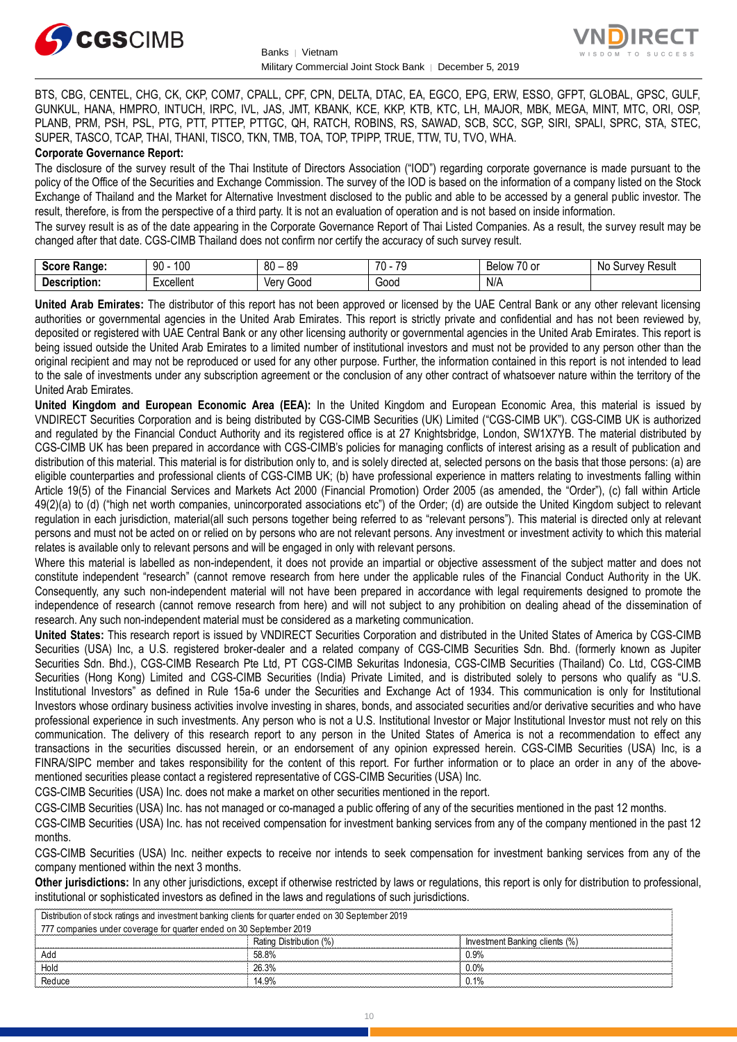BTS, CBG, CENTEL, CHG, CK, CKP, COM7, CPALL, CPF, CPN, DELTA, DTAC, EA, EGCO, EPG, ERW, ESSO, GFPT, GLOBAL, GPSC, GULF, GUNKUL, HANA, HMPRO, INTUCH, IRPC, IVL, JAS, JMT, KBANK, KCE, KKP, KTB, KTC, LH, MAJOR, MBK, MEGA, MINT, MTC, ORI, OSP, PLANB, PRM, PSH, PSL, PTG, PTT, PTTEP, PTTGC, QH, RATCH, ROBINS, RS, SAWAD, SCB, SCC, SGP, SIRI, SPALI, SPRC, STA, STEC, SUPER, TASCO, TCAP, THAI, THANI, TISCO, TKN, TMB, TOA, TOP, TPIPP, TRUE, TTW, TU, TVO, WHA.

**Corporate Governance Report:**

The disclosure of the survey result of the Thai Institute of Directors Association ("IOD") regarding corporate governance is made pursuant to the policy of the Office of the Securities and Exchange Commission. The survey of the IOD is based on the information of a company listed on the Stock Exchange of Thailand and the Market for Alternative Investment disclosed to the public and able to be accessed by a general public investor. The result, therefore, is from the perspective of a third party. It is not an evaluation of operation and is not based on inside information.

The survey result is as of the date appearing in the Corporate Governance Report of Thai Listed Companies. As a result, the survey result may be changed after that date. CGS-CIMB Thailand does not confirm nor certify the accuracy of such survey result.

| **Score Range:** | 90 - 100 | 80 – 89 | 70 - 79 | Below 70 or | No Survey Result |
|---|---|---|---|---|---|
| **Description:** | Excellent | Very Good | Good | N/A | |

**United Arab Emirates:** The distributor of this report has not been approved or licensed by the UAE Central Bank or any other relevant licensing authorities or governmental agencies in the United Arab Emirates. This report is strictly private and confidential and has not been reviewed by, deposited or registered with UAE Central Bank or any other licensing authority or governmental agencies in the United Arab Emirates. This report is being issued outside the United Arab Emirates to a limited number of institutional investors and must not be provided to any person other than the original recipient and may not be reproduced or used for any other purpose. Further, the information contained in this report is not intended to lead to the sale of investments under any subscription agreement or the conclusion of any other contract of whatsoever nature within the territory of the United Arab Emirates.

**United Kingdom and European Economic Area (EEA):** In the United Kingdom and European Economic Area, this material is issued by VNDIRECT Securities Corporation and is being distributed by CGS-CIMB Securities (UK) Limited ("CGS-CIMB UK"). CGS-CIMB UK is authorized and regulated by the Financial Conduct Authority and its registered office is at 27 Knightsbridge, London, SW1X7YB. The material distributed by CGS-CIMB UK has been prepared in accordance with CGS-CIMB's policies for managing conflicts of interest arising as a result of publication and distribution of this material. This material is for distribution only to, and is solely directed at, selected persons on the basis that those persons: (a) are eligible counterparties and professional clients of CGS-CIMB UK; (b) have professional experience in matters relating to investments falling within Article 19(5) of the Financial Services and Markets Act 2000 (Financial Promotion) Order 2005 (as amended, the "Order"), (c) fall within Article 49(2)(a) to (d) ("high net worth companies, unincorporated associations etc") of the Order; (d) are outside the United Kingdom subject to relevant regulation in each jurisdiction, material(all such persons together being referred to as "relevant persons"). This material is directed only at relevant persons and must not be acted on or relied on by persons who are not relevant persons. Any investment or investment activity to which this material relates is available only to relevant persons and will be engaged in only with relevant persons.

Where this material is labelled as non-independent, it does not provide an impartial or objective assessment of the subject matter and does not constitute independent "research" (cannot remove research from here under the applicable rules of the Financial Conduct Authority in the UK. Consequently, any such non-independent material will not have been prepared in accordance with legal requirements designed to promote the independence of research (cannot remove research from here) and will not subject to any prohibition on dealing ahead of the dissemination of research. Any such non-independent material must be considered as a marketing communication.

**United States:** This research report is issued by VNDIRECT Securities Corporation and distributed in the United States of America by CGS-CIMB Securities (USA) Inc, a U.S. registered broker-dealer and a related company of CGS-CIMB Securities Sdn. Bhd. (formerly known as Jupiter Securities Sdn. Bhd.), CGS-CIMB Research Pte Ltd, PT CGS-CIMB Sekuritas Indonesia, CGS-CIMB Securities (Thailand) Co. Ltd, CGS-CIMB Securities (Hong Kong) Limited and CGS-CIMB Securities (India) Private Limited, and is distributed solely to persons who qualify as "U.S. Institutional Investors" as defined in Rule 15a-6 under the Securities and Exchange Act of 1934. This communication is only for Institutional Investors whose ordinary business activities involve investing in shares, bonds, and associated securities and/or derivative securities and who have professional experience in such investments. Any person who is not a U.S. Institutional Investor or Major Institutional Investor must not rely on this communication. The delivery of this research report to any person in the United States of America is not a recommendation to effect any transactions in the securities discussed herein, or an endorsement of any opinion expressed herein. CGS-CIMB Securities (USA) Inc, is a FINRA/SIPC member and takes responsibility for the content of this report. For further information or to place an order in any of the above-mentioned securities please contact a registered representative of CGS-CIMB Securities (USA) Inc.

CGS-CIMB Securities (USA) Inc. does not make a market on other securities mentioned in the report.

CGS-CIMB Securities (USA) Inc. has not managed or co-managed a public offering of any of the securities mentioned in the past 12 months.

CGS-CIMB Securities (USA) Inc. has not received compensation for investment banking services from any of the company mentioned in the past 12 months.

CGS-CIMB Securities (USA) Inc. neither expects to receive nor intends to seek compensation for investment banking services from any of the company mentioned within the next 3 months.

**Other jurisdictions:** In any other jurisdictions, except if otherwise restricted by laws or regulations, this report is only for distribution to professional, institutional or sophisticated investors as defined in the laws and regulations of such jurisdictions.

| Distribution of stock ratings and investment banking clients for quarter ended on 30 September 2019 | | |
|---|---|---|
| 777 companies under coverage for quarter ended on 30 September 2019 | | |
| | Rating Distribution (%) | Investment Banking clients (%) |
| Add | 58.8% | 0.9% |
| Hold | 26.3% | 0.0% |
| Reduce | 14.9% | 0.1% |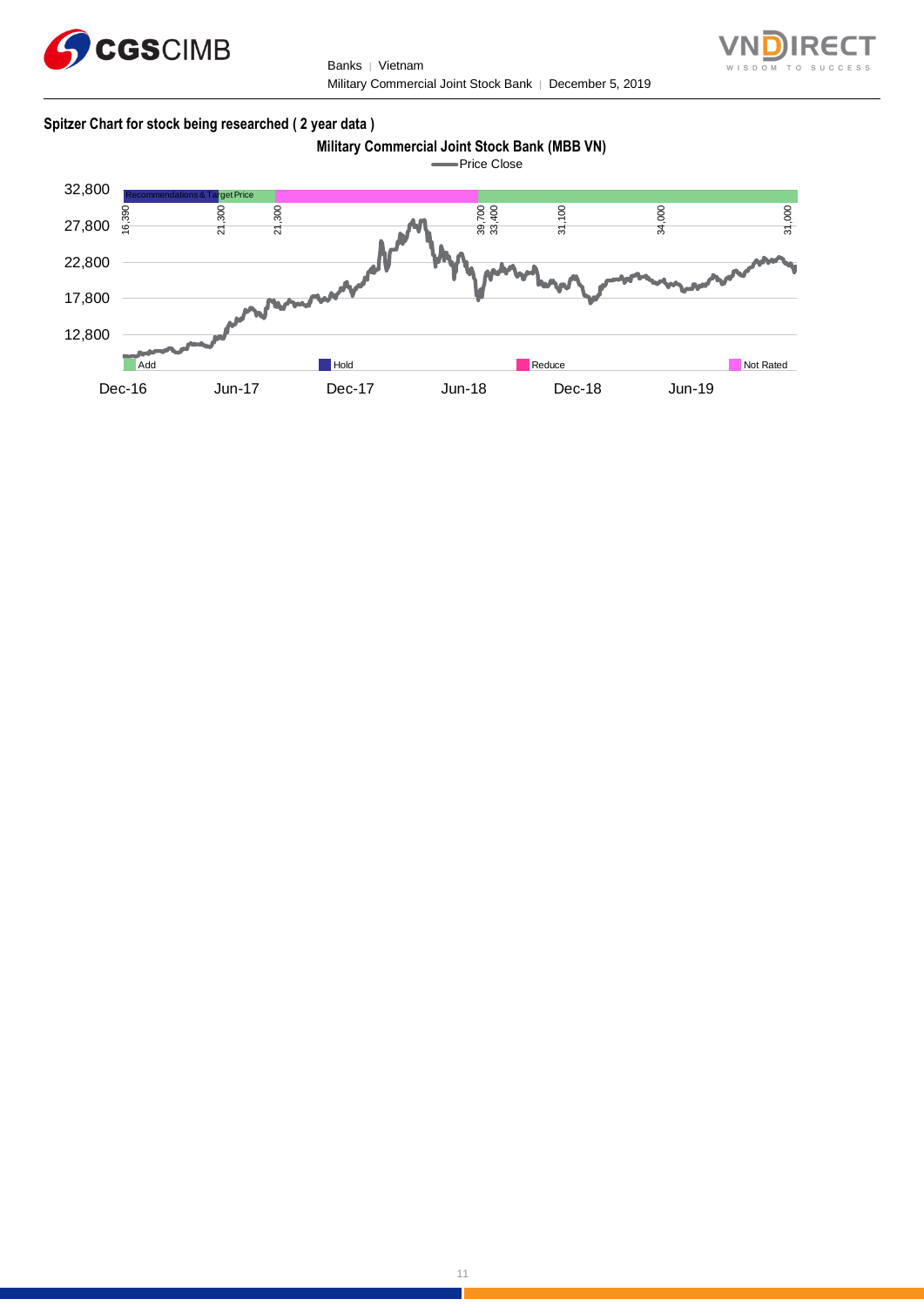**Spitzer Chart for stock being researched ( 2 year data )**

**Military Commercial Joint Stock Bank (MBB VN)**

Price Close

Recommendations & Target Price

16,390 | 21,300 | 21,300 | 39,700 | 33,400 | 31,100 | 34,000 | 31,000

32,800
27,800
22,800
17,800
12,800

Add | Hold | Reduce | Not Rated

Dec-16 | Jun-17 | Dec-17 | Jun-18 | Dec-18 | Jun-19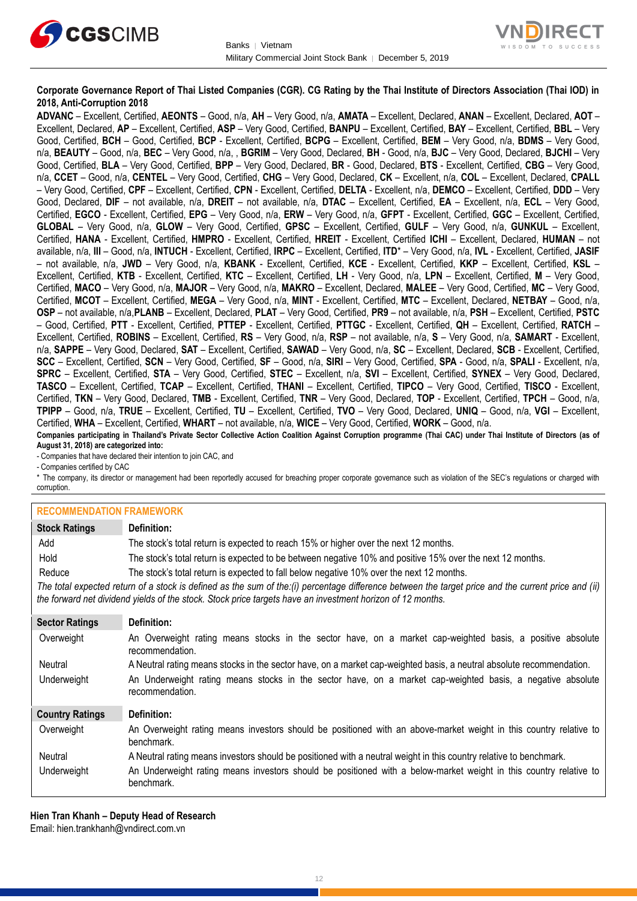**Corporate Governance Report of Thai Listed Companies (CGR). CG Rating by the Thai Institute of Directors Association (Thai IOD) in 2018, Anti-Corruption 2018**

**ADVANC** – Excellent, Certified, **AEONTS** – Good, n/a, **AH** – Very Good, n/a, **AMATA** – Excellent, Declared, **ANAN** – Excellent, Declared, **AOT** – Excellent, Declared, **AP** – Excellent, Certified, **ASP** – Very Good, Certified, **BANPU** – Excellent, Certified, **BAY** – Excellent, Certified, **BBL** – Very Good, Certified, **BCH** – Good, Certified, **BCP** - Excellent, Certified, **BCPG** – Excellent, Certified, **BEM** – Very Good, n/a, **BDMS** – Very Good, n/a, **BEAUTY** – Good, n/a, **BEC** – Very Good, n/a, , **BGRIM** – Very Good, Declared, **BH** - Good, n/a, **BJC** – Very Good, Declared, **BJCHI** – Very Good, Certified, **BLA** – Very Good, Certified, **BPP** – Very Good, Declared, **BR** - Good, Declared, **BTS** - Excellent, Certified, **CBG** – Very Good, n/a, **CCET** – Good, n/a, **CENTEL** – Very Good, Certified, **CHG** – Very Good, Declared, **CK** – Excellent, n/a, **COL** – Excellent, Declared, **CPALL** – Very Good, Certified, **CPF** – Excellent, Certified, **CPN** - Excellent, Certified, **DELTA** - Excellent, n/a, **DEMCO** – Excellent, Certified, **DDD** – Very Good, Declared, **DIF** – not available, n/a, **DREIT** – not available, n/a, **DTAC** – Excellent, Certified, **EA** – Excellent, n/a, **ECL** – Very Good, Certified, **EGCO** - Excellent, Certified, **EPG** – Very Good, n/a, **ERW** – Very Good, n/a, **GFPT** - Excellent, Certified, **GGC** – Excellent, Certified, **GLOBAL** – Very Good, n/a, **GLOW** – Very Good, Certified, **GPSC** – Excellent, Certified, **GULF** – Very Good, n/a, **GUNKUL** – Excellent, Certified, **HANA** - Excellent, Certified, **HMPRO** - Excellent, Certified, **HREIT** - Excellent, Certified **ICHI** – Excellent, Declared, **HUMAN** – not available, n/a, **III** – Good, n/a, **INTUCH** - Excellent, Certified, **IRPC** – Excellent, Certified, **ITD*** – Very Good, n/a, **IVL** - Excellent, Certified, **JASIF** – not available, n/a, **JWD** – Very Good, n/a, **KBANK** - Excellent, Certified, **KCE** - Excellent, Certified, **KKP** – Excellent, Certified, **KSL** – Excellent, Certified, **KTB** - Excellent, Certified, **KTC** – Excellent, Certified, **LH** - Very Good, n/a, **LPN** – Excellent, Certified, **M** – Very Good, Certified, **MACO** – Very Good, n/a, **MAJOR** – Very Good, n/a, **MAKRO** – Excellent, Declared, **MALEE** – Very Good, Certified, **MC** – Very Good, Certified, **MCOT** – Excellent, Certified, **MEGA** – Very Good, n/a, **MINT** - Excellent, Certified, **MTC** – Excellent, Declared, **NETBAY** – Good, n/a, **OSP** – not available, n/a,**PLANB** – Excellent, Declared, **PLAT** – Very Good, Certified, **PR9** – not available, n/a, **PSH** – Excellent, Certified, **PSTC** – Good, Certified, **PTT** - Excellent, Certified, **PTTEP** - Excellent, Certified, **PTTGC** - Excellent, Certified, **QH** – Excellent, Certified, **RATCH** – Excellent, Certified, **ROBINS** – Excellent, Certified, **RS** – Very Good, n/a, **RSP** – not available, n/a, **S** – Very Good, n/a, **SAMART** - Excellent, n/a, **SAPPE** – Very Good, Declared, **SAT** – Excellent, Certified, **SAWAD** – Very Good, n/a, **SC** – Excellent, Declared, **SCB** - Excellent, Certified, **SCC** – Excellent, Certified, **SCN** – Very Good, Certified, **SF** – Good, n/a, **SIRI** – Very Good, Certified, **SPA** - Good, n/a, **SPALI** - Excellent, n/a, **SPRC** – Excellent, Certified, **STA** – Very Good, Certified, **STEC** – Excellent, n/a, **SVI** – Excellent, Certified, **SYNEX** – Very Good, Declared, **TASCO** – Excellent, Certified, **TCAP** – Excellent, Certified, **THANI** – Excellent, Certified, **TIPCO** – Very Good, Certified, **TISCO** - Excellent, Certified, **TKN** – Very Good, Declared, **TMB** - Excellent, Certified, **TNR** – Very Good, Declared, **TOP** - Excellent, Certified, **TPCH** – Good, n/a, **TPIPP** – Good, n/a, **TRUE** – Excellent, Certified, **TU** – Excellent, Certified, **TVO** – Very Good, Declared, **UNIQ** – Good, n/a, **VGI** – Excellent, Certified, **WHA** – Excellent, Certified, **WHART** – not available, n/a, **WICE** – Very Good, Certified, **WORK** – Good, n/a.

**Companies participating in Thailand's Private Sector Collective Action Coalition Against Corruption programme (Thai CAC) under Thai Institute of Directors (as of August 31, 2018) are categorized into:**

- Companies that have declared their intention to join CAC, and
- Companies certified by CAC

* The company, its director or management had been reportedly accused for breaching proper corporate governance such as violation of the SEC's regulations or charged with corruption.

**RECOMMENDATION FRAMEWORK**

| Stock Ratings | Definition: |
|---|---|
| Add | The stock's total return is expected to reach 15% or higher over the next 12 months. |
| Hold | The stock's total return is expected to be between negative 10% and positive 15% over the next 12 months. |
| Reduce | The stock's total return is expected to fall below negative 10% over the next 12 months. |

*The total expected return of a stock is defined as the sum of the:(i) percentage difference between the target price and the current price and (ii) the forward net dividend yields of the stock. Stock price targets have an investment horizon of 12 months.*

| Sector Ratings | Definition: |
|---|---|
| Overweight | An Overweight rating means stocks in the sector have, on a market cap-weighted basis, a positive absolute recommendation. |
| Neutral | A Neutral rating means stocks in the sector have, on a market cap-weighted basis, a neutral absolute recommendation. |
| Underweight | An Underweight rating means stocks in the sector have, on a market cap-weighted basis, a negative absolute recommendation. |

| Country Ratings | Definition: |
|---|---|
| Overweight | An Overweight rating means investors should be positioned with an above-market weight in this country relative to benchmark. |
| Neutral | A Neutral rating means investors should be positioned with a neutral weight in this country relative to benchmark. |
| Underweight | An Underweight rating means investors should be positioned with a below-market weight in this country relative to benchmark. |

**Hien Tran Khanh – Deputy Head of Research**
Email: hien.trankhanh@vndirect.com.vn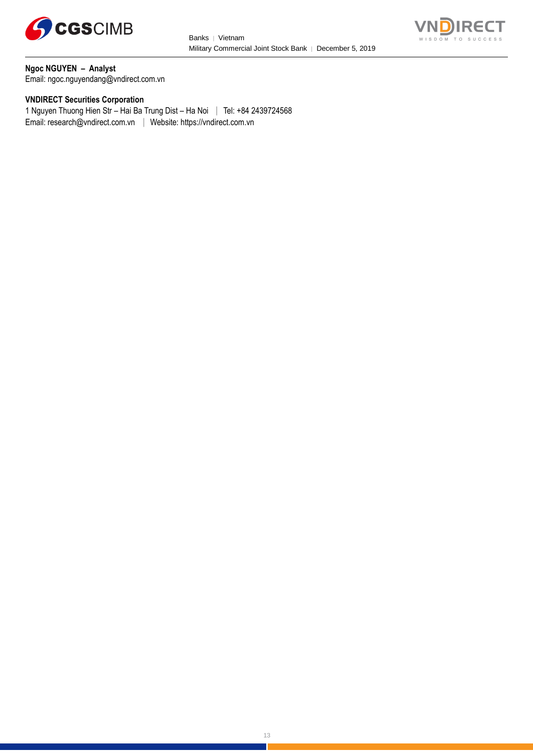**Ngoc NGUYEN – Analyst**
Email: ngoc.nguyendang@vndirect.com.vn

**VNDIRECT Securities Corporation**
1 Nguyen Thuong Hien Str – Hai Ba Trung Dist – Ha Noi | Tel: +84 2439724568
Email: research@vndirect.com.vn | Website: https://vndirect.com.vn